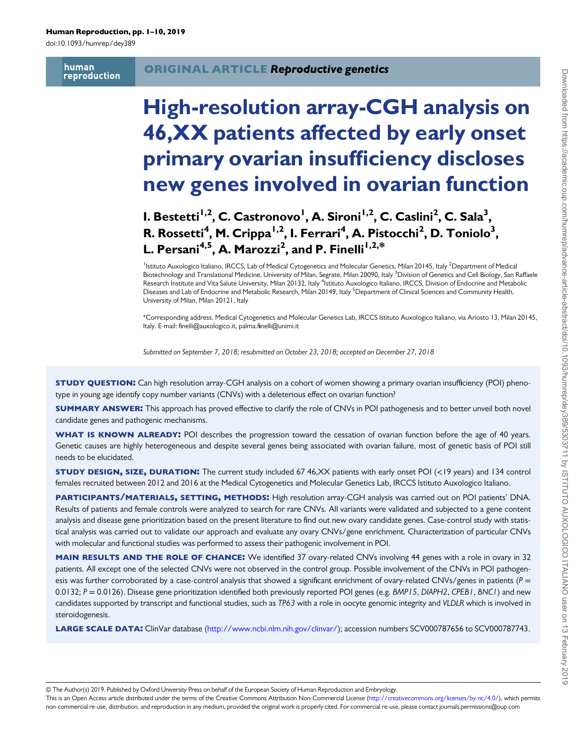ORIGINAL ARTICLE *Reproductive genetics*

# High-resolution array-CGH analysis on 46,XX patients affected by early onset primary ovarian insufficiency discloses new genes involved in ovarian function

**I. Bestetti[1,2], C. Castronovo[1], A. Sironi[1,2], C. Caslini[2], C. Sala[3], R. Rossetti[4], M. Crippa[1,2], I. Ferrari[4], A. Pistocchi[2], D. Toniolo[3], L. Persani[4,5], A. Marozzi[2], and P. Finelli[1,2,*]**

[1]Istituto Auxologico Italiano, IRCCS, Lab of Medical Cytogenetics and Molecular Genetics, Milan 20145, Italy [2]Department of Medical Biotechnology and Translational Medicine, University of Milan, Segrate, Milan 20090, Italy [3]Division of Genetics and Cell Biology, San Raffaele Research Institute and Vita Salute University, Milan 20132, Italy [4]Istituto Auxologico Italiano, IRCCS, Division of Endocrine and Metabolic Diseases and Lab of Endocrine and Metabolic Research, Milan 20149, Italy [5]Department of Clinical Sciences and Community Health, University of Milan, Milan 20121, Italy

*Corresponding address. Medical Cytogenetics and Molecular Genetics Lab, IRCCS Istituto Auxologico Italiano, via Ariosto 13, Milan 20145, Italy. E-mail: finelli@auxologico.it, palma.finelli@unimi.it

*Submitted on September 7, 2018; resubmitted on October 23, 2018; accepted on December 27, 2018*

**STUDY QUESTION:** Can high resolution array-CGH analysis on a cohort of women showing a primary ovarian insufficiency (POI) phenotype in young age identify copy number variants (CNVs) with a deleterious effect on ovarian function?

**SUMMARY ANSWER:** This approach has proved effective to clarify the role of CNVs in POI pathogenesis and to better unveil both novel candidate genes and pathogenic mechanisms.

**WHAT IS KNOWN ALREADY:** POI describes the progression toward the cessation of ovarian function before the age of 40 years. Genetic causes are highly heterogeneous and despite several genes being associated with ovarian failure, most of genetic basis of POI still needs to be elucidated.

**STUDY DESIGN, SIZE, DURATION:** The current study included 67 46,XX patients with early onset POI (<19 years) and 134 control females recruited between 2012 and 2016 at the Medical Cytogenetics and Molecular Genetics Lab, IRCCS Istituto Auxologico Italiano.

**PARTICIPANTS/MATERIALS, SETTING, METHODS:** High resolution array-CGH analysis was carried out on POI patients' DNA. Results of patients and female controls were analyzed to search for rare CNVs. All variants were validated and subjected to a gene content analysis and disease gene prioritization based on the present literature to find out new ovary candidate genes. Case-control study with statistical analysis was carried out to validate our approach and evaluate any ovary CNVs/gene enrichment. Characterization of particular CNVs with molecular and functional studies was performed to assess their pathogenic involvement in POI.

**MAIN RESULTS AND THE ROLE OF CHANCE:** We identified 37 ovary-related CNVs involving 44 genes with a role in ovary in 32 patients. All except one of the selected CNVs were not observed in the control group. Possible involvement of the CNVs in POI pathogenesis was further corroborated by a case-control analysis that showed a significant enrichment of ovary-related CNVs/genes in patients ($P = 0.0132$; $P = 0.0126$). Disease gene prioritization identified both previously reported POI genes (e.g. *BMP15*, *DIAPH2*, *CPEB1*, *BNC1*) and new candidates supported by transcript and functional studies, such as *TP63* with a role in oocyte genomic integrity and *VLDLR* which is involved in steroidogenesis.

**LARGE SCALE DATA:** ClinVar database (http://www.ncbi.nlm.nih.gov/clinvar/); accession numbers SCV000787656 to SCV000787743.

© The Author(s) 2019. Published by Oxford University Press on behalf of the European Society of Human Reproduction and Embryology.
This is an Open Access article distributed under the terms of the Creative Commons Attribution Non-Commercial License (http://creativecommons.org/licenses/by-nc/4.0/), which permits non-commercial re-use, distribution, and reproduction in any medium, provided the original work is properly cited. For commercial re-use, please contact journals.permissions@oup.com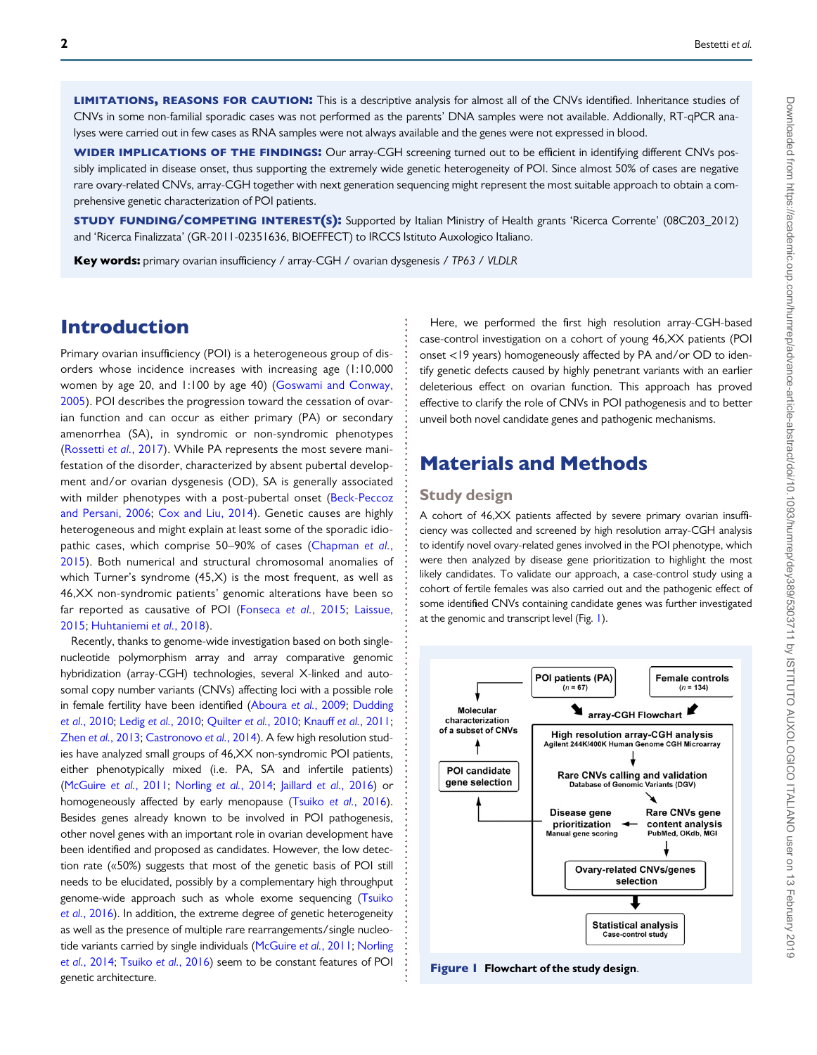**LIMITATIONS, REASONS FOR CAUTION:** This is a descriptive analysis for almost all of the CNVs identified. Inheritance studies of CNVs in some non-familial sporadic cases was not performed as the parents' DNA samples were not available. Addionally, RT-qPCR analyses were carried out in few cases as RNA samples were not always available and the genes were not expressed in blood.

**WIDER IMPLICATIONS OF THE FINDINGS:** Our array-CGH screening turned out to be efficient in identifying different CNVs possibly implicated in disease onset, thus supporting the extremely wide genetic heterogeneity of POI. Since almost 50% of cases are negative rare ovary-related CNVs, array-CGH together with next generation sequencing might represent the most suitable approach to obtain a comprehensive genetic characterization of POI patients.

**STUDY FUNDING/COMPETING INTEREST(S):** Supported by Italian Ministry of Health grants 'Ricerca Corrente' (08C203_2012) and 'Ricerca Finalizzata' (GR-2011-02351636, BIOEFFECT) to IRCCS Istituto Auxologico Italiano.

**Key words:** primary ovarian insufficiency / array-CGH / ovarian dysgenesis / *TP63* / *VLDLR*

# Introduction

Primary ovarian insufficiency (POI) is a heterogeneous group of disorders whose incidence increases with increasing age (1:10,000 women by age 20, and 1:100 by age 40) (Goswami and Conway, 2005). POI describes the progression toward the cessation of ovarian function and can occur as either primary (PA) or secondary amenorrhea (SA), in syndromic or non-syndromic phenotypes (Rossetti *et al.*, 2017). While PA represents the most severe manifestation of the disorder, characterized by absent pubertal development and/or ovarian dysgenesis (OD), SA is generally associated with milder phenotypes with a post-pubertal onset (Beck-Peccoz and Persani, 2006; Cox and Liu, 2014). Genetic causes are highly heterogeneous and might explain at least some of the sporadic idiopathic cases, which comprise 50–90% of cases (Chapman *et al.*, 2015). Both numerical and structural chromosomal anomalies of which Turner's syndrome (45,X) is the most frequent, as well as 46,XX non-syndromic patients' genomic alterations have been so far reported as causative of POI (Fonseca *et al.*, 2015; Laissue, 2015; Huhtaniemi *et al.*, 2018).

Recently, thanks to genome-wide investigation based on both single-nucleotide polymorphism array and array comparative genomic hybridization (array-CGH) technologies, several X-linked and autosomal copy number variants (CNVs) affecting loci with a possible role in female fertility have been identified (Aboura *et al.*, 2009; Dudding *et al.*, 2010; Ledig *et al.*, 2010; Quilter *et al.*, 2010; Knauff *et al.*, 2011; Zhen *et al.*, 2013; Castronovo *et al.*, 2014). A few high resolution studies have analyzed small groups of 46,XX non-syndromic POI patients, either phenotypically mixed (i.e. PA, SA and infertile patients) (McGuire *et al.*, 2011; Norling *et al.*, 2014; Jaillard *et al.*, 2016) or homogeneously affected by early menopause (Tsuiko *et al.*, 2016). Besides genes already known to be involved in POI pathogenesis, other novel genes with an important role in ovarian development have been identified and proposed as candidates. However, the low detection rate («50%) suggests that most of the genetic basis of POI still needs to be elucidated, possibly by a complementary high throughput genome-wide approach such as whole exome sequencing (Tsuiko *et al.*, 2016). In addition, the extreme degree of genetic heterogeneity as well as the presence of multiple rare rearrangements/single nucleotide variants carried by single individuals (McGuire *et al.*, 2011; Norling *et al.*, 2014; Tsuiko *et al.*, 2016) seem to be constant features of POI genetic architecture.

Here, we performed the first high resolution array-CGH-based case-control investigation on a cohort of young 46,XX patients (POI onset <19 years) homogeneously affected by PA and/or OD to identify genetic defects caused by highly penetrant variants with an earlier deleterious effect on ovarian function. This approach has proved effective to clarify the role of CNVs in POI pathogenesis and to better unveil both novel candidate genes and pathogenic mechanisms.

# Materials and Methods

## Study design

A cohort of 46,XX patients affected by severe primary ovarian insufficiency was collected and screened by high resolution array-CGH analysis to identify novel ovary-related genes involved in the POI phenotype, which were then analyzed by disease gene prioritization to highlight the most likely candidates. To validate our approach, a case-control study using a cohort of fertile females was also carried out and the pathogenic effect of some identified CNVs containing candidate genes was further investigated at the genomic and transcript level (Fig. 1).

**Figure 1** Flowchart of the study design.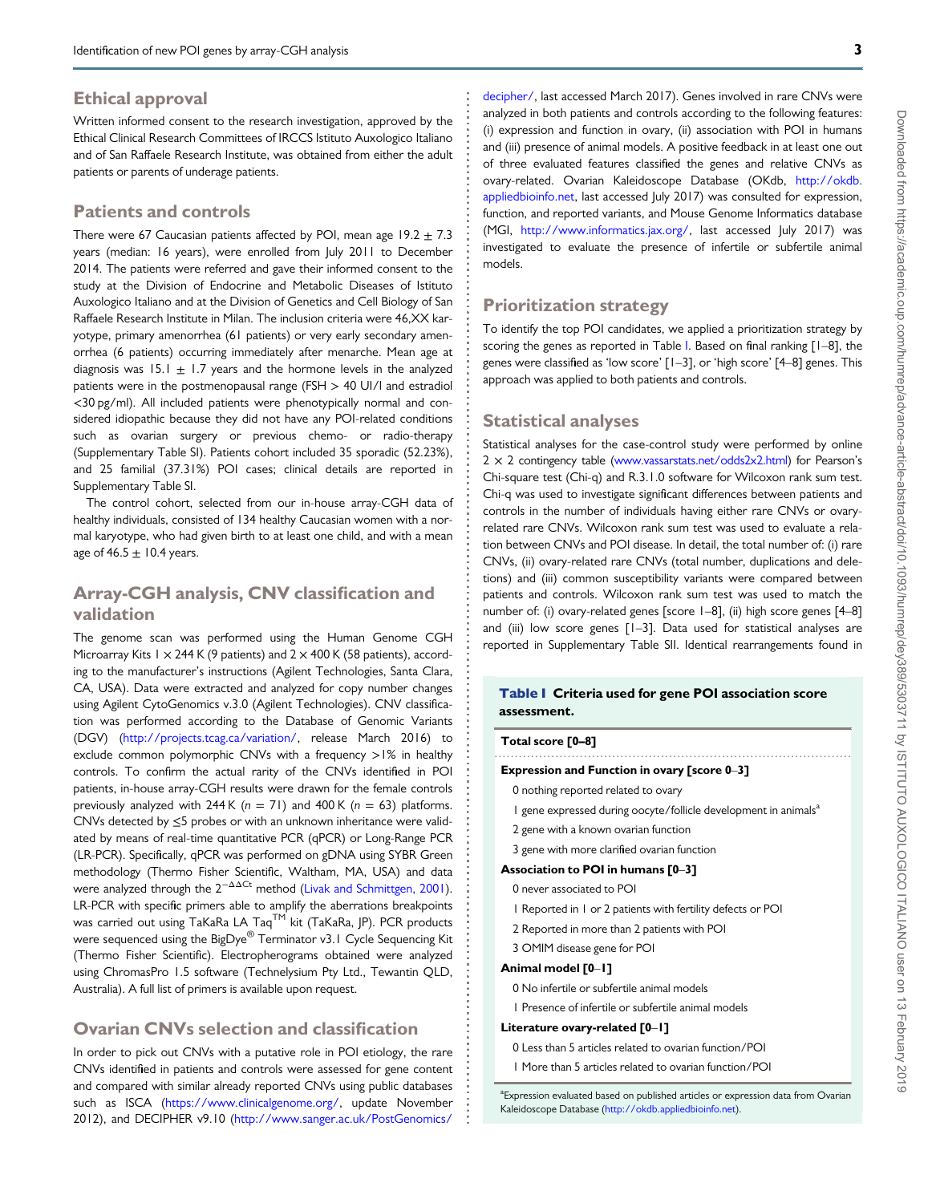## Ethical approval

Written informed consent to the research investigation, approved by the Ethical Clinical Research Committees of IRCCS Istituto Auxologico Italiano and of San Raffaele Research Institute, was obtained from either the adult patients or parents of underage patients.

## Patients and controls

There were 67 Caucasian patients affected by POI, mean age 19.2 ± 7.3 years (median: 16 years), were enrolled from July 2011 to December 2014. The patients were referred and gave their informed consent to the study at the Division of Endocrine and Metabolic Diseases of Istituto Auxologico Italiano and at the Division of Genetics and Cell Biology of San Raffaele Research Institute in Milan. The inclusion criteria were 46,XX karyotype, primary amenorrhea (61 patients) or very early secondary amenorrhea (6 patients) occurring immediately after menarche. Mean age at diagnosis was 15.1 ± 1.7 years and the hormone levels in the analyzed patients were in the postmenopausal range (FSH > 40 UI/l and estradiol <30 pg/ml). All included patients were phenotypically normal and considered idiopathic because they did not have any POI-related conditions such as ovarian surgery or previous chemo- or radio-therapy (Supplementary Table SI). Patients cohort included 35 sporadic (52.23%), and 25 familial (37.31%) POI cases; clinical details are reported in Supplementary Table SI.

The control cohort, selected from our in-house array-CGH data of healthy individuals, consisted of 134 healthy Caucasian women with a normal karyotype, who had given birth to at least one child, and with a mean age of 46.5 ± 10.4 years.

## Array-CGH analysis, CNV classification and validation

The genome scan was performed using the Human Genome CGH Microarray Kits 1 × 244 K (9 patients) and 2 × 400 K (58 patients), according to the manufacturer's instructions (Agilent Technologies, Santa Clara, CA, USA). Data were extracted and analyzed for copy number changes using Agilent CytoGenomics v.3.0 (Agilent Technologies). CNV classification was performed according to the Database of Genomic Variants (DGV) (http://projects.tcag.ca/variation/, release March 2016) to exclude common polymorphic CNVs with a frequency >1% in healthy controls. To confirm the actual rarity of the CNVs identified in POI patients, in-house array-CGH results were drawn for the female controls previously analyzed with 244 K ($n = 71$) and 400 K ($n = 63$) platforms. CNVs detected by ≤5 probes or with an unknown inheritance were validated by means of real-time quantitative PCR (qPCR) or Long-Range PCR (LR-PCR). Specifically, qPCR was performed on gDNA using SYBR Green methodology (Thermo Fisher Scientific, Waltham, MA, USA) and data were analyzed through the $2^{-\Delta\Delta Ct}$ method (Livak and Schmittgen, 2001). LR-PCR with specific primers able to amplify the aberrations breakpoints was carried out using TaKaRa LA Taq™ kit (TaKaRa, JP). PCR products were sequenced using the BigDye® Terminator v3.1 Cycle Sequencing Kit (Thermo Fisher Scientific). Electropherograms obtained were analyzed using ChromasPro 1.5 software (Technelysium Pty Ltd., Tewantin QLD, Australia). A full list of primers is available upon request.

## Ovarian CNVs selection and classification

In order to pick out CNVs with a putative role in POI etiology, the rare CNVs identified in patients and controls were assessed for gene content and compared with similar already reported CNVs using public databases such as ISCA (https://www.clinicalgenome.org/, update November 2012), and DECIPHER v9.10 (http://www.sanger.ac.uk/PostGenomics/decipher/, last accessed March 2017). Genes involved in rare CNVs were analyzed in both patients and controls according to the following features: (i) expression and function in ovary, (ii) association with POI in humans and (iii) presence of animal models. A positive feedback in at least one out of three evaluated features classified the genes and relative CNVs as ovary-related. Ovarian Kaleidoscope Database (OKdb, http://okdb.appliedbioinfo.net, last accessed July 2017) was consulted for expression, function, and reported variants, and Mouse Genome Informatics database (MGI, http://www.informatics.jax.org/, last accessed July 2017) was investigated to evaluate the presence of infertile or subfertile animal models.

## Prioritization strategy

To identify the top POI candidates, we applied a prioritization strategy by scoring the genes as reported in Table I. Based on final ranking [1–8], the genes were classified as 'low score' [1–3], or 'high score' [4–8] genes. This approach was applied to both patients and controls.

## Statistical analyses

Statistical analyses for the case-control study were performed by online 2 × 2 contingency table (www.vassarstats.net/odds2x2.html) for Pearson's Chi-square test (Chi-q) and R.3.1.0 software for Wilcoxon rank sum test. Chi-q was used to investigate significant differences between patients and controls in the number of individuals having either rare CNVs or ovary-related rare CNVs. Wilcoxon rank sum test was used to evaluate a relation between CNVs and POI disease. In detail, the total number of: (i) rare CNVs, (ii) ovary-related rare CNVs (total number, duplications and deletions) and (iii) common susceptibility variants were compared between patients and controls. Wilcoxon rank sum test was used to match the number of: (i) ovary-related genes [score 1–8], (ii) high score genes [4–8] and (iii) low score genes [1–3]. Data used for statistical analyses are reported in Supplementary Table SII. Identical rearrangements found in

**Table I** Criteria used for gene POI association score assessment.

| **Total score [0–8]** |
|---|
| **Expression and Function in ovary [score 0–3]** |
| 0 nothing reported related to ovary |
| 1 gene expressed during oocyte/follicle development in animals[a] |
| 2 gene with a known ovarian function |
| 3 gene with more clarified ovarian function |
| **Association to POI in humans [0–3]** |
| 0 never associated to POI |
| 1 Reported in 1 or 2 patients with fertility defects or POI |
| 2 Reported in more than 2 patients with POI |
| 3 OMIM disease gene for POI |
| **Animal model [0–1]** |
| 0 No infertile or subfertile animal models |
| 1 Presence of infertile or subfertile animal models |
| **Literature ovary-related [0–1]** |
| 0 Less than 5 articles related to ovarian function/POI |
| 1 More than 5 articles related to ovarian function/POI |

[a]Expression evaluated based on published articles or expression data from Ovarian Kaleidoscope Database (http://okdb.appliedbioinfo.net).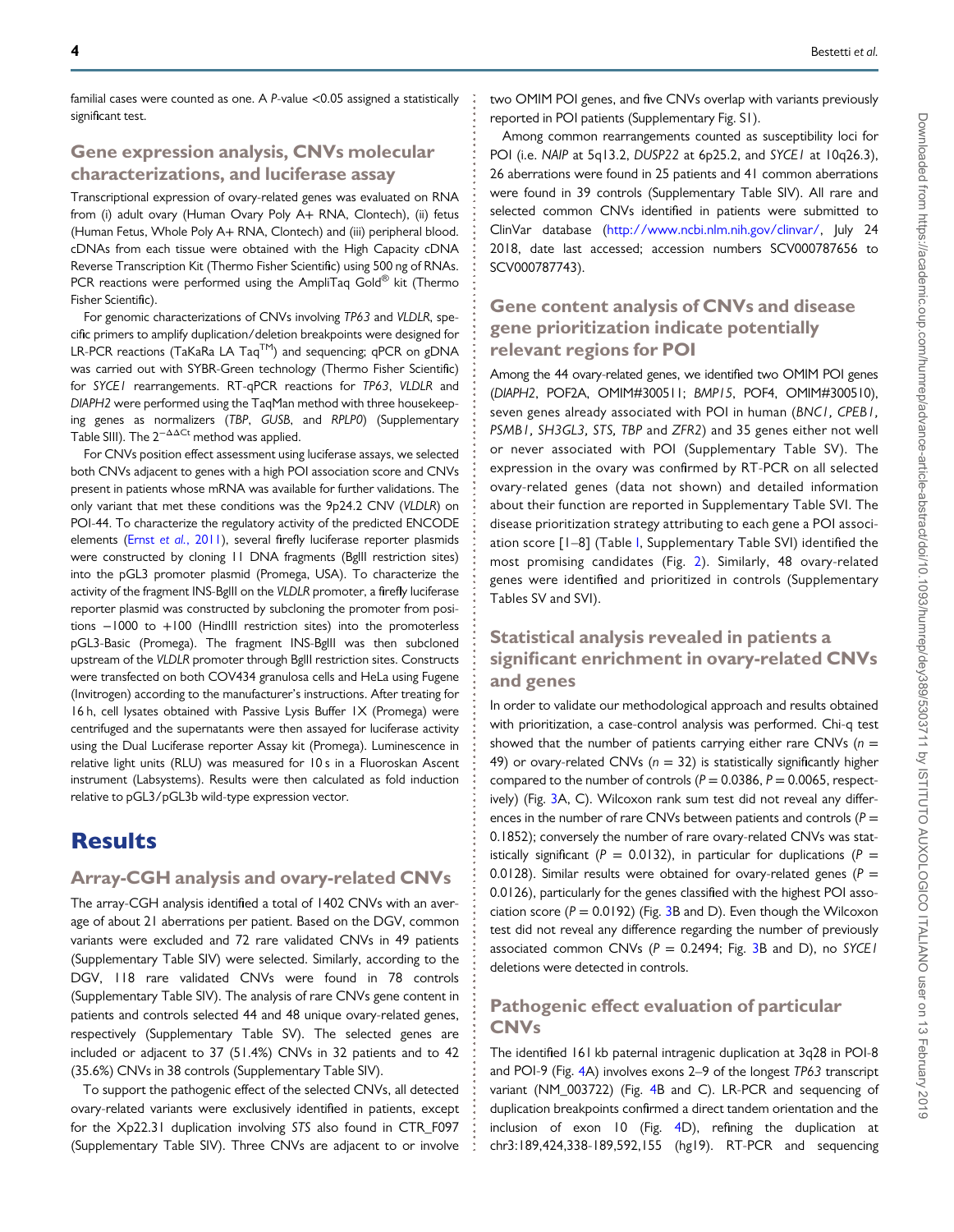familial cases were counted as one. A *P*-value <0.05 assigned a statistically significant test.

## Gene expression analysis, CNVs molecular characterizations, and luciferase assay

Transcriptional expression of ovary-related genes was evaluated on RNA from (i) adult ovary (Human Ovary Poly A+ RNA, Clontech), (ii) fetus (Human Fetus, Whole Poly A+ RNA, Clontech) and (iii) peripheral blood. cDNAs from each tissue were obtained with the High Capacity cDNA Reverse Transcription Kit (Thermo Fisher Scientific) using 500 ng of RNAs. PCR reactions were performed using the AmpliTaq Gold® kit (Thermo Fisher Scientific).

For genomic characterizations of CNVs involving *TP63* and *VLDLR*, specific primers to amplify duplication/deletion breakpoints were designed for LR-PCR reactions (TaKaRa LA Taq™) and sequencing; qPCR on gDNA was carried out with SYBR-Green technology (Thermo Fisher Scientific) for *SYCE1* rearrangements. RT-qPCR reactions for *TP63*, *VLDLR* and *DIAPH2* were performed using the TaqMan method with three housekeeping genes as normalizers (*TBP*, *GUSB*, and *RPLP0*) (Supplementary Table SIII). The $2^{-\Delta\Delta Ct}$ method was applied.

For CNVs position effect assessment using luciferase assays, we selected both CNVs adjacent to genes with a high POI association score and CNVs present in patients whose mRNA was available for further validations. The only variant that met these conditions was the 9p24.2 CNV (*VLDLR*) on POI-44. To characterize the regulatory activity of the predicted ENCODE elements (Ernst *et al.*, 2011), several firefly luciferase reporter plasmids were constructed by cloning 11 DNA fragments (BglII restriction sites) into the pGL3 promoter plasmid (Promega, USA). To characterize the activity of the fragment INS-BglII on the *VLDLR* promoter, a firefly luciferase reporter plasmid was constructed by subcloning the promoter from positions −1000 to +100 (HindIII restriction sites) into the promoterless pGL3-Basic (Promega). The fragment INS-BglII was then subcloned upstream of the *VLDLR* promoter through BglII restriction sites. Constructs were transfected on both COV434 granulosa cells and HeLa using Fugene (Invitrogen) according to the manufacturer's instructions. After treating for 16 h, cell lysates obtained with Passive Lysis Buffer 1X (Promega) were centrifuged and the supernatants were then assayed for luciferase activity using the Dual Luciferase reporter Assay kit (Promega). Luminescence in relative light units (RLU) was measured for 10 s in a Fluoroskan Ascent instrument (Labsystems). Results were then calculated as fold induction relative to pGL3/pGL3b wild-type expression vector.

# Results

## Array-CGH analysis and ovary-related CNVs

The array-CGH analysis identified a total of 1402 CNVs with an average of about 21 aberrations per patient. Based on the DGV, common variants were excluded and 72 rare validated CNVs in 49 patients (Supplementary Table SIV) were selected. Similarly, according to the DGV, 118 rare validated CNVs were found in 78 controls (Supplementary Table SIV). The analysis of rare CNVs gene content in patients and controls selected 44 and 48 unique ovary-related genes, respectively (Supplementary Table SV). The selected genes are included or adjacent to 37 (51.4%) CNVs in 32 patients and to 42 (35.6%) CNVs in 38 controls (Supplementary Table SIV).

To support the pathogenic effect of the selected CNVs, all detected ovary-related variants were exclusively identified in patients, except for the Xp22.31 duplication involving *STS* also found in CTR_F097 (Supplementary Table SIV). Three CNVs are adjacent to or involve two OMIM POI genes, and five CNVs overlap with variants previously reported in POI patients (Supplementary Fig. S1).

Among common rearrangements counted as susceptibility loci for POI (i.e. *NAIP* at 5q13.2, *DUSP22* at 6p25.2, and *SYCE1* at 10q26.3), 26 aberrations were found in 25 patients and 41 common aberrations were found in 39 controls (Supplementary Table SIV). All rare and selected common CNVs identified in patients were submitted to ClinVar database (http://www.ncbi.nlm.nih.gov/clinvar/, July 24 2018, date last accessed; accession numbers SCV000787656 to SCV000787743).

## Gene content analysis of CNVs and disease gene prioritization indicate potentially relevant regions for POI

Among the 44 ovary-related genes, we identified two OMIM POI genes (*DIAPH2*, POF2A, OMIM#300511; *BMP15*, POF4, OMIM#300510), seven genes already associated with POI in human (*BNC1, CPEB1, PSMB1, SH3GL3, STS, TBP* and *ZFR2*) and 35 genes either not well or never associated with POI (Supplementary Table SV). The expression in the ovary was confirmed by RT-PCR on all selected ovary-related genes (data not shown) and detailed information about their function are reported in Supplementary Table SVI. The disease prioritization strategy attributing to each gene a POI association score [1–8] (Table I, Supplementary Table SVI) identified the most promising candidates (Fig. 2). Similarly, 48 ovary-related genes were identified and prioritized in controls (Supplementary Tables SV and SVI).

## Statistical analysis revealed in patients a significant enrichment in ovary-related CNVs and genes

In order to validate our methodological approach and results obtained with prioritization, a case-control analysis was performed. Chi-q test showed that the number of patients carrying either rare CNVs ($n$ = 49) or ovary-related CNVs ($n$ = 32) is statistically significantly higher compared to the number of controls ($P = 0.0386$, $P = 0.0065$, respectively) (Fig. 3A, C). Wilcoxon rank sum test did not reveal any differences in the number of rare CNVs between patients and controls ($P = 0.1852$); conversely the number of rare ovary-related CNVs was statistically significant ($P = 0.0132$), in particular for duplications ($P = 0.0128$). Similar results were obtained for ovary-related genes ($P = 0.0126$), particularly for the genes classified with the highest POI association score ($P = 0.0192$) (Fig. 3B and D). Even though the Wilcoxon test did not reveal any difference regarding the number of previously associated common CNVs ($P = 0.2494$; Fig. 3B and D), no *SYCE1* deletions were detected in controls.

## Pathogenic effect evaluation of particular CNVs

The identified 161 kb paternal intragenic duplication at 3q28 in POI-8 and POI-9 (Fig. 4A) involves exons 2–9 of the longest *TP63* transcript variant (NM_003722) (Fig. 4B and C). LR-PCR and sequencing of duplication breakpoints confirmed a direct tandem orientation and the inclusion of exon 10 (Fig. 4D), refining the duplication at chr3:189,424,338-189,592,155 (hg19). RT-PCR and sequencing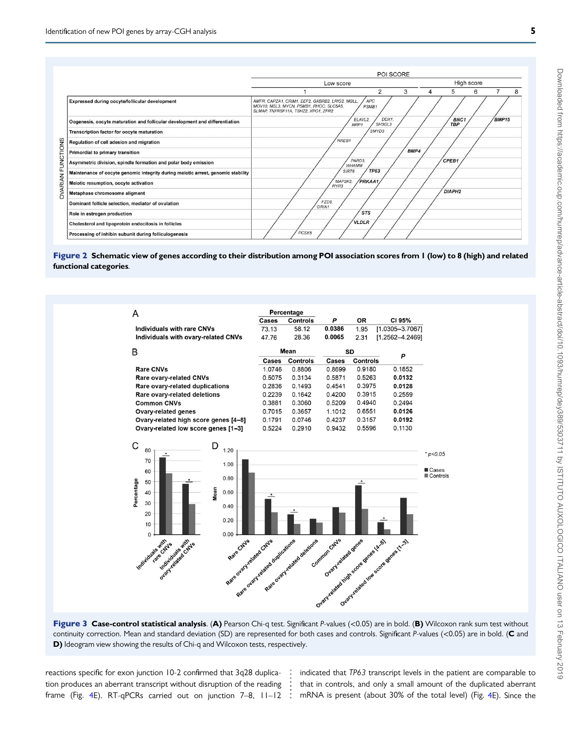| | POI SCORE | | | | | | | |
|---|---|---|---|---|---|---|---|---|
| | Low score | | | High score | | | | |
| OVARIAN FUNCTIONS | 1 | 2 | 3 | 4 | 5 | 6 | 7 | 8 |
| Expressed during oocyte/follicular development | AMFR, CAPZA1, CRIM1, EEF2, GABRB2, LRIG2, MGLL, MOV10, MSL3, MYCN, PSMB1, RHOC, SLC5A5, SLMAP, TNFRSF11A, TSHZ2, XPO1, ZFR2 | APC PSMB1 | | | | | | |
| Oogenesis, oocyte maturation and follicular development and differentiation | | ELAVL2, NRP1 | DDX1, SH3GL3 | | BNC1 TBP | | BMP15 | |
| Transcription factor for oocyte maturation | | | SMYD3 | | | | | |
| Regulation of cell adhesion and migration | RREB1 | | | | | | | |
| Primordial to primary transition | | | BMP4 | | | | | |
| Asymmetric division, spindle formation and polar body emission | | PARD3, WHAMM | | | CPEB1 | | | |
| Maintenance of oocyte genomic integrity during meiotic arrest, genomic stability | | SIRT6 | TP63 | | | | | |
| Meiotic resumption, oocyte activation | | MAP2K2, RYR3 | PRKAA1 | | | | | |
| Metaphase chromosome aligment | | | | | DIAPH2 | | | |
| Dominant follicle selection, mediator of ovulation | FZD6, GRIA1 | | | | | | | |
| Role in estrogen production | | | STS | | | | | |
| Cholesterol and lipoprotein endocitosis in follicles | | | VLDLR | | | | | |
| Processing of inhibin subunit during folliculogenesis | PCSK5 | | | | | | | |

**Figure 2** **Schematic view of genes according to their distribution among POI association scores from 1 (low) to 8 (high) and related functional categories**.

**A**

| | Percentage | | P | OR | CI 95% |
|---|---|---|---|---|---|
| | Cases | Controls | | | |
| Individuals with rare CNVs | 73.13 | 58.12 | **0.0386** | 1.95 | [1.0305–3.7067] |
| Individuals with ovary-related CNVs | 47.76 | 28.36 | **0.0065** | 2.31 | [1.2562–4.2469] |

**B**

| | Mean | | SD | | P |
|---|---|---|---|---|---|
| | Cases | Controls | Cases | Controls | |
| Rare CNVs | 1.0746 | 0.8806 | 0.8699 | 0.9180 | 0.1852 |
| Rare ovary-related CNVs | 0.5075 | 0.3134 | 0.5871 | 0.5263 | **0.0132** |
| Rare ovary-related duplications | 0.2836 | 0.1493 | 0.4541 | 0.3975 | **0.0128** |
| Rare ovary-related deletions | 0.2239 | 0.1642 | 0.4200 | 0.3915 | 0.2559 |
| Common CNVs | 0.3881 | 0.3060 | 0.5209 | 0.4940 | 0.2494 |
| Ovary-related genes | 0.7015 | 0.3657 | 1.1012 | 0.6551 | **0.0126** |
| Ovary-related high score genes [4–8] | 0.1791 | 0.0746 | 0.4237 | 0.3157 | **0.0192** |
| Ovary-related low score genes [1–3] | 0.5224 | 0.2910 | 0.9432 | 0.5596 | 0.1130 |

**Figure 3** **Case-control statistical analysis**. (**A**) Pearson Chi-q test. Significant *P*-values (<0.05) are in bold. (**B**) Wilcoxon rank sum test without continuity correction. Mean and standard deviation (SD) are represented for both cases and controls. Significant *P*-values (<0.05) are in bold. (**C** and **D**) Ideogram view showing the results of Chi-q and Wilcoxon tests, respectively.

reactions specific for exon junction 10-2 confirmed that 3q28 duplication produces an aberrant transcript without disruption of the reading frame (Fig. 4E). RT-qPCRs carried out on junction 7–8, 11–12 indicated that *TP63* transcript levels in the patient are comparable to that in controls, and only a small amount of the duplicated aberrant mRNA is present (about 30% of the total level) (Fig. 4E). Since the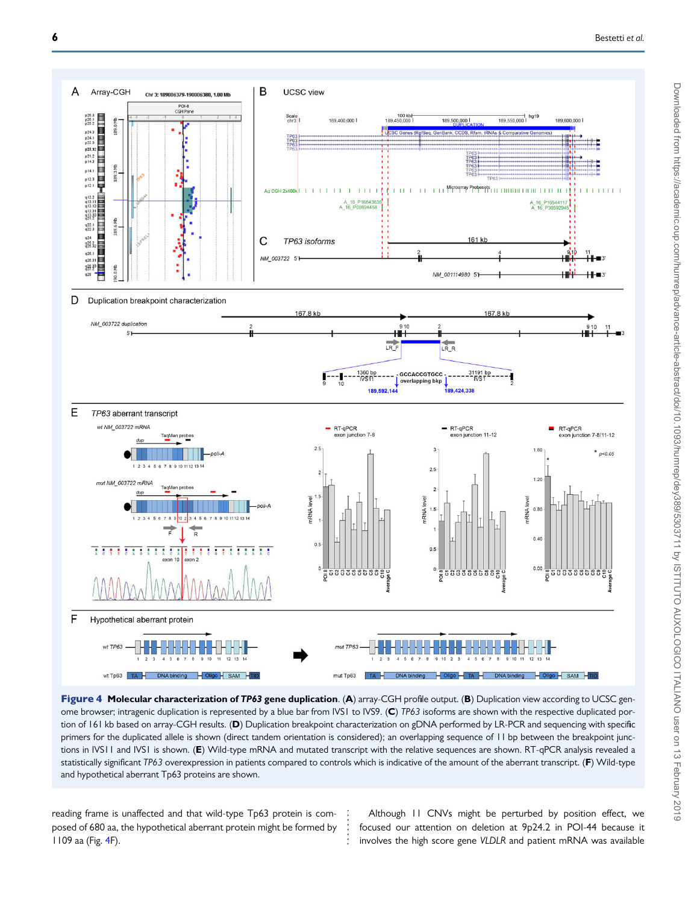**Figure 4 Molecular characterization of *TP63* gene duplication.** (**A**) array-CGH profile output. (**B**) Duplication view according to UCSC genome browser; intragenic duplication is represented by a blue bar from IVS1 to IVS9. (**C**) *TP63* isoforms are shown with the respective duplicated portion of 161 kb based on array-CGH results. (**D**) Duplication breakpoint characterization on gDNA performed by LR-PCR and sequencing with specific primers for the duplicated allele is shown (direct tandem orientation is considered); an overlapping sequence of 11 bp between the breakpoint junctions in IVS11 and IVS1 is shown. (**E**) Wild-type mRNA and mutated transcript with the relative sequences are shown. RT-qPCR analysis revealed a statistically significant *TP63* overexpression in patients compared to controls which is indicative of the amount of the aberrant transcript. (**F**) Wild-type and hypothetical aberrant Tp63 proteins are shown.

reading frame is unaffected and that wild-type Tp63 protein is composed of 680 aa, the hypothetical aberrant protein might be formed by 1109 aa (Fig. 4F).

Although 11 CNVs might be perturbed by position effect, we focused our attention on deletion at 9p24.2 in POI-44 because it involves the high score gene *VLDLR* and patient mRNA was available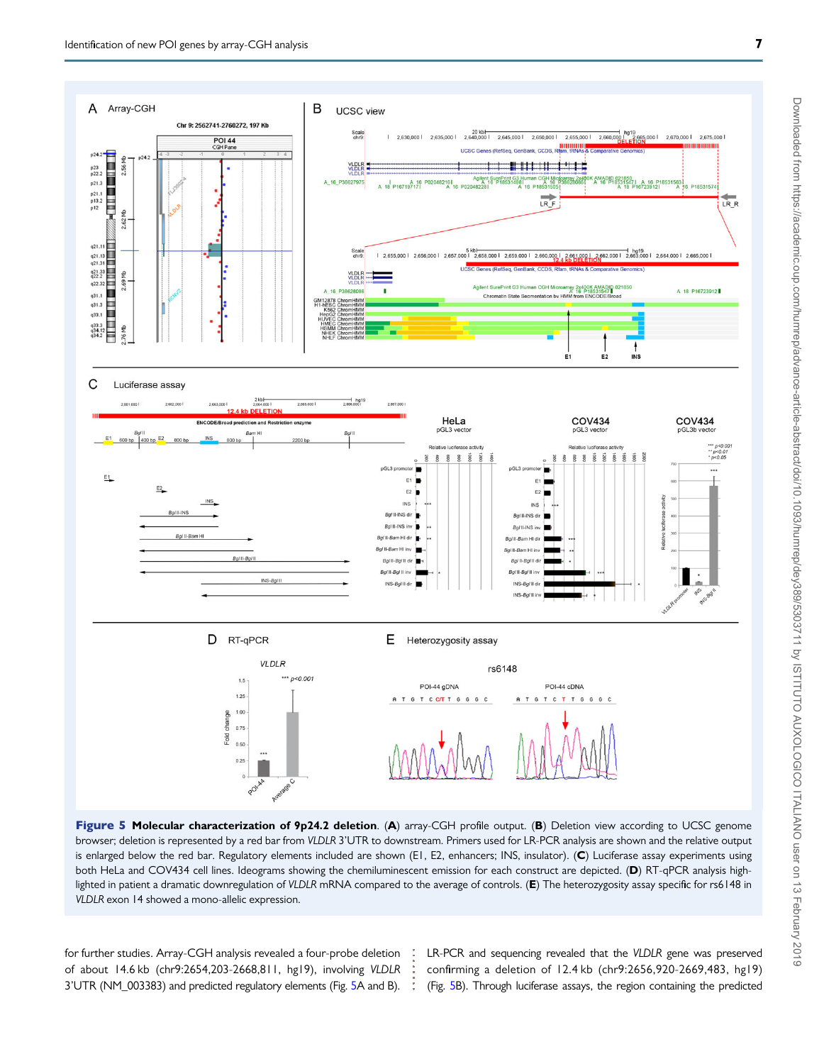**Figure 5** **Molecular characterization of 9p24.2 deletion.** (**A**) array-CGH profile output. (**B**) Deletion view according to UCSC genome browser; deletion is represented by a red bar from *VLDLR* 3′UTR to downstream. Primers used for LR-PCR analysis are shown and the relative output is enlarged below the red bar. Regulatory elements included are shown (E1, E2, enhancers; INS, insulator). (**C**) Luciferase assay experiments using both HeLa and COV434 cell lines. Ideograms showing the chemiluminescent emission for each construct are depicted. (**D**) RT-qPCR analysis highlighted in patient a dramatic downregulation of *VLDLR* mRNA compared to the average of controls. (**E**) The heterozygosity assay specific for rs6148 in *VLDLR* exon 14 showed a mono-allelic expression.

for further studies. Array-CGH analysis revealed a four-probe deletion of about 14.6 kb (chr9:2654,203-2668,811, hg19), involving *VLDLR* 3′UTR (NM_003383) and predicted regulatory elements (Fig. 5A and B). LR-PCR and sequencing revealed that the *VLDLR* gene was preserved confirming a deletion of 12.4 kb (chr9:2656,920-2669,483, hg19) (Fig. 5B). Through luciferase assays, the region containing the predicted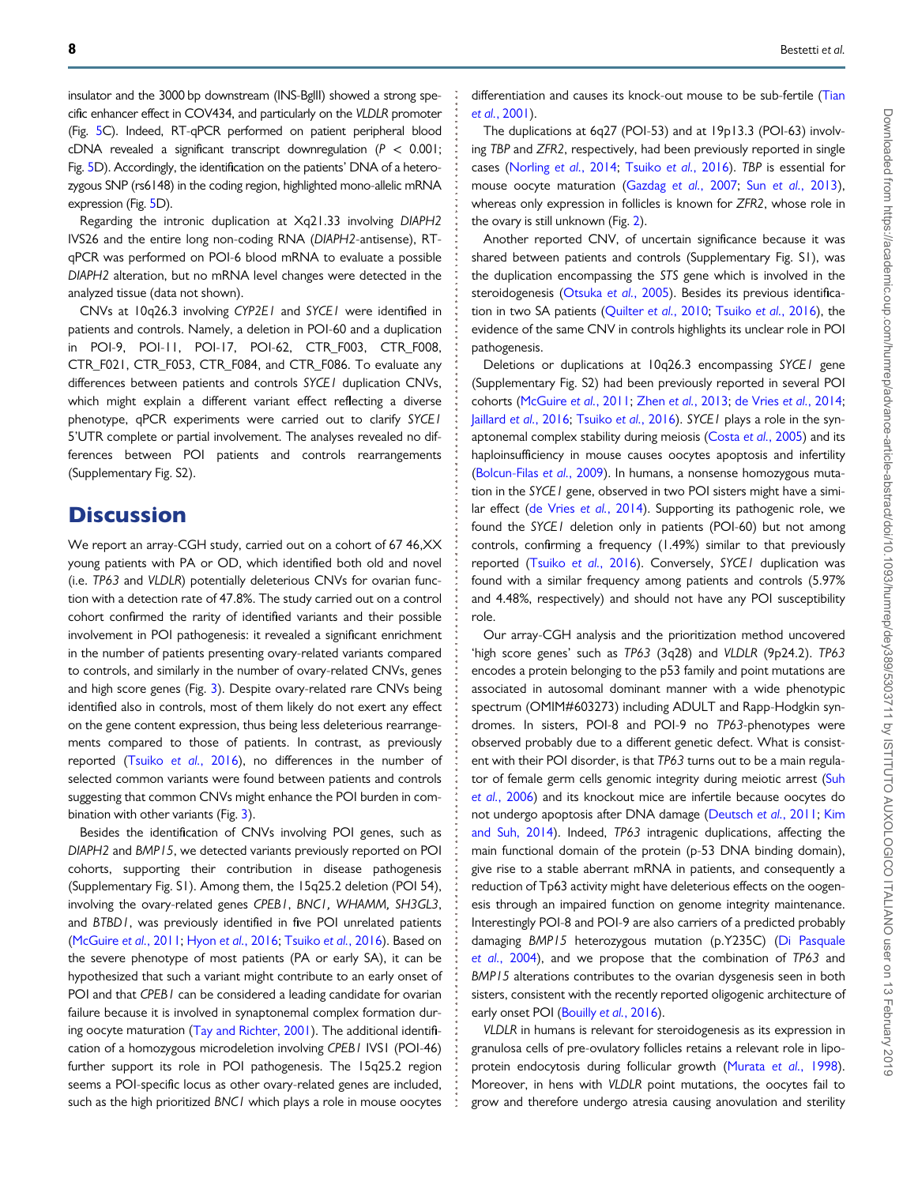insulator and the 3000 bp downstream (INS-BglII) showed a strong specific enhancer effect in COV434, and particularly on the *VLDLR* promoter (Fig. 5C). Indeed, RT-qPCR performed on patient peripheral blood cDNA revealed a significant transcript downregulation ($P < 0.001$; Fig. 5D). Accordingly, the identification on the patients' DNA of a heterozygous SNP (rs6148) in the coding region, highlighted mono-allelic mRNA expression (Fig. 5D).

Regarding the intronic duplication at Xq21.33 involving *DIAPH2* IVS26 and the entire long non-coding RNA (*DIAPH2*-antisense), RT-qPCR was performed on POI-6 blood mRNA to evaluate a possible *DIAPH2* alteration, but no mRNA level changes were detected in the analyzed tissue (data not shown).

CNVs at 10q26.3 involving *CYP2E1* and *SYCE1* were identified in patients and controls. Namely, a deletion in POI-60 and a duplication in POI-9, POI-11, POI-17, POI-62, CTR_F003, CTR_F008, CTR_F021, CTR_F053, CTR_F084, and CTR_F086. To evaluate any differences between patients and controls *SYCE1* duplication CNVs, which might explain a different variant effect reflecting a diverse phenotype, qPCR experiments were carried out to clarify *SYCE1* 5'UTR complete or partial involvement. The analyses revealed no differences between POI patients and controls rearrangements (Supplementary Fig. S2).

# Discussion

We report an array-CGH study, carried out on a cohort of 67 46,XX young patients with PA or OD, which identified both old and novel (i.e. *TP63* and *VLDLR*) potentially deleterious CNVs for ovarian function with a detection rate of 47.8%. The study carried out on a control cohort confirmed the rarity of identified variants and their possible involvement in POI pathogenesis: it revealed a significant enrichment in the number of patients presenting ovary-related variants compared to controls, and similarly in the number of ovary-related CNVs, genes and high score genes (Fig. 3). Despite ovary-related rare CNVs being identified also in controls, most of them likely do not exert any effect on the gene content expression, thus being less deleterious rearrangements compared to those of patients. In contrast, as previously reported (Tsuiko *et al.*, 2016), no differences in the number of selected common variants were found between patients and controls suggesting that common CNVs might enhance the POI burden in combination with other variants (Fig. 3).

Besides the identification of CNVs involving POI genes, such as *DIAPH2* and *BMP15*, we detected variants previously reported on POI cohorts, supporting their contribution in disease pathogenesis (Supplementary Fig. S1). Among them, the 15q25.2 deletion (POI 54), involving the ovary-related genes *CPEB1*, *BNC1*, *WHAMM*, *SH3GL3*, and *BTBD1*, was previously identified in five POI unrelated patients (McGuire *et al.*, 2011; Hyon *et al.*, 2016; Tsuiko *et al.*, 2016). Based on the severe phenotype of most patients (PA or early SA), it can be hypothesized that such a variant might contribute to an early onset of POI and that *CPEB1* can be considered a leading candidate for ovarian failure because it is involved in synaptonemal complex formation during oocyte maturation (Tay and Richter, 2001). The additional identification of a homozygous microdeletion involving *CPEB1* IVS1 (POI-46) further support its role in POI pathogenesis. The 15q25.2 region seems a POI-specific locus as other ovary-related genes are included, such as the high prioritized *BNC1* which plays a role in mouse oocytes differentiation and causes its knock-out mouse to be sub-fertile (Tian *et al.*, 2001).

The duplications at 6q27 (POI-53) and at 19p13.3 (POI-63) involving *TBP* and *ZFR2*, respectively, had been previously reported in single cases (Norling *et al.*, 2014; Tsuiko *et al.*, 2016). *TBP* is essential for mouse oocyte maturation (Gazdag *et al.*, 2007; Sun *et al.*, 2013), whereas only expression in follicles is known for *ZFR2*, whose role in the ovary is still unknown (Fig. 2).

Another reported CNV, of uncertain significance because it was shared between patients and controls (Supplementary Fig. S1), was the duplication encompassing the *STS* gene which is involved in the steroidogenesis (Otsuka *et al.*, 2005). Besides its previous identification in two SA patients (Quilter *et al.*, 2010; Tsuiko *et al.*, 2016), the evidence of the same CNV in controls highlights its unclear role in POI pathogenesis.

Deletions or duplications at 10q26.3 encompassing *SYCE1* gene (Supplementary Fig. S2) had been previously reported in several POI cohorts (McGuire *et al.*, 2011; Zhen *et al.*, 2013; de Vries *et al.*, 2014; Jaillard *et al.*, 2016; Tsuiko *et al.*, 2016). *SYCE1* plays a role in the synaptonemal complex stability during meiosis (Costa *et al.*, 2005) and its haploinsufficiency in mouse causes oocytes apoptosis and infertility (Bolcun-Filas *et al.*, 2009). In humans, a nonsense homozygous mutation in the *SYCE1* gene, observed in two POI sisters might have a similar effect (de Vries *et al.*, 2014). Supporting its pathogenic role, we found the *SYCE1* deletion only in patients (POI-60) but not among controls, confirming a frequency (1.49%) similar to that previously reported (Tsuiko *et al.*, 2016). Conversely, *SYCE1* duplication was found with a similar frequency among patients and controls (5.97% and 4.48%, respectively) and should not have any POI susceptibility role.

Our array-CGH analysis and the prioritization method uncovered 'high score genes' such as *TP63* (3q28) and *VLDLR* (9p24.2). *TP63* encodes a protein belonging to the p53 family and point mutations are associated in autosomal dominant manner with a wide phenotypic spectrum (OMIM#603273) including ADULT and Rapp-Hodgkin syndromes. In sisters, POI-8 and POI-9 no *TP63*-phenotypes were observed probably due to a different genetic defect. What is consistent with their POI disorder, is that *TP63* turns out to be a main regulator of female germ cells genomic integrity during meiotic arrest (Suh *et al.*, 2006) and its knockout mice are infertile because oocytes do not undergo apoptosis after DNA damage (Deutsch *et al.*, 2011; Kim and Suh, 2014). Indeed, *TP63* intragenic duplications, affecting the main functional domain of the protein (p-53 DNA binding domain), give rise to a stable aberrant mRNA in patients, and consequently a reduction of Tp63 activity might have deleterious effects on the oogenesis through an impaired function on genome integrity maintenance. Interestingly POI-8 and POI-9 are also carriers of a predicted probably damaging *BMP15* heterozygous mutation (p.Y235C) (Di Pasquale *et al.*, 2004), and we propose that the combination of *TP63* and *BMP15* alterations contributes to the ovarian dysgenesis seen in both sisters, consistent with the recently reported oligogenic architecture of early onset POI (Bouilly *et al.*, 2016).

*VLDLR* in humans is relevant for steroidogenesis as its expression in granulosa cells of pre-ovulatory follicles retains a relevant role in lipoprotein endocytosis during follicular growth (Murata *et al.*, 1998). Moreover, in hens with *VLDLR* point mutations, the oocytes fail to grow and therefore undergo atresia causing anovulation and sterility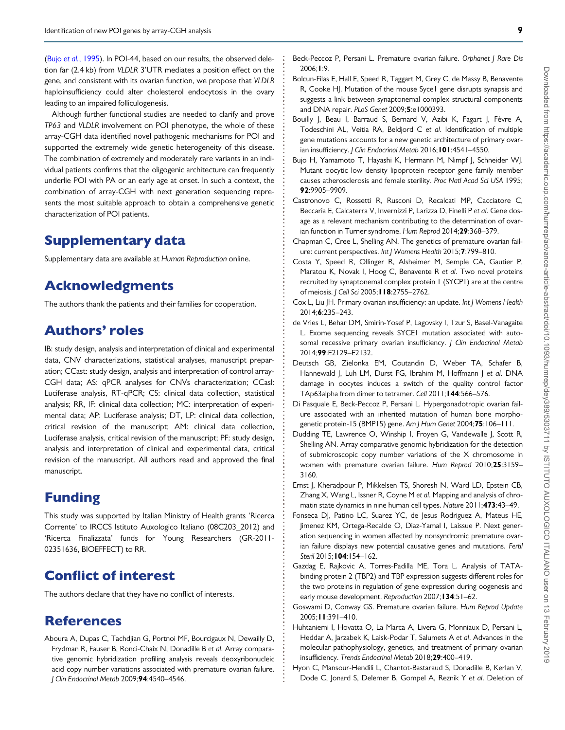(Bujo *et al.*, 1995). In POI-44, based on our results, the observed deletion far (2.4 kb) from *VLDLR* 3'UTR mediates a position effect on the gene, and consistent with its ovarian function, we propose that *VLDLR* haploinsufficiency could alter cholesterol endocytosis in the ovary leading to an impaired folliculogenesis.

Although further functional studies are needed to clarify and prove *TP63* and *VLDLR* involvement on POI phenotype, the whole of these array-CGH data identified novel pathogenic mechanisms for POI and supported the extremely wide genetic heterogeneity of this disease. The combination of extremely and moderately rare variants in an individual patients confirms that the oligogenic architecture can frequently underlie POI with PA or an early age at onset. In such a context, the combination of array-CGH with next generation sequencing represents the most suitable approach to obtain a comprehensive genetic characterization of POI patients.

# Supplementary data

Supplementary data are available at *Human Reproduction* online.

# Acknowledgments

The authors thank the patients and their families for cooperation.

# Authors' roles

IB: study design, analysis and interpretation of clinical and experimental data, CNV characterizations, statistical analyses, manuscript preparation; CCast: study design, analysis and interpretation of control array-CGH data; AS: qPCR analyses for CNVs characterization; CCasl: Luciferase analysis, RT-qPCR; CS: clinical data collection, statistical analysis; RR, IF: clinical data collection; MC: interpretation of experimental data; AP: Luciferase analysis; DT, LP: clinical data collection, critical revision of the manuscript; AM: clinical data collection, Luciferase analysis, critical revision of the manuscript; PF: study design, analysis and interpretation of clinical and experimental data, critical revision of the manuscript. All authors read and approved the final manuscript.

# Funding

This study was supported by Italian Ministry of Health grants 'Ricerca Corrente' to IRCCS Istituto Auxologico Italiano (08C203_2012) and 'Ricerca Finalizzata' funds for Young Researchers (GR-2011-02351636, BIOEFFECT) to RR.

# Conflict of interest

The authors declare that they have no conflict of interests.

# References

Aboura A, Dupas C, Tachdjian G, Portnoi MF, Bourcigaux N, Dewailly D, Frydman R, Fauser B, Ronci-Chaix N, Donadille B *et al*. Array comparative genomic hybridization profiling analysis reveals deoxyribonucleic acid copy number variations associated with premature ovarian failure. *J Clin Endocrinol Metab* 2009;**94**:4540–4546.

Beck-Peccoz P, Persani L. Premature ovarian failure. *Orphanet J Rare Dis* 2006;**1**:9.

Bolcun-Filas E, Hall E, Speed R, Taggart M, Grey C, de Massy B, Benavente R, Cooke HJ. Mutation of the mouse Syce1 gene disrupts synapsis and suggests a link between synaptonemal complex structural components and DNA repair. *PLoS Genet* 2009;**5**:e1000393.

Bouilly J, Beau I, Barraud S, Bernard V, Azibi K, Fagart J, Fèvre A, Todeschini AL, Veitia RA, Beldjord C *et al*. Identification of multiple gene mutations accounts for a new genetic architecture of primary ovarian insufficiency. *J Clin Endocrinol Metab* 2016;**101**:4541–4550.

Bujo H, Yamamoto T, Hayashi K, Hermann M, Nimpf J, Schneider WJ. Mutant oocytic low density lipoprotein receptor gene family member causes atherosclerosis and female sterility. *Proc Natl Acad Sci USA* 1995; **92**:9905–9909.

Castronovo C, Rossetti R, Rusconi D, Recalcati MP, Cacciatore C, Beccaria E, Calcaterra V, Invernizzi P, Larizza D, Finelli P *et al*. Gene dosage as a relevant mechanism contributing to the determination of ovarian function in Turner syndrome. *Hum Reprod* 2014;**29**:368–379.

Chapman C, Cree L, Shelling AN. The genetics of premature ovarian failure: current perspectives. *Int J Womens Health* 2015;**7**:799–810.

Costa Y, Speed R, Ollinger R, Alsheimer M, Semple CA, Gautier P, Maratou K, Novak I, Hoog C, Benavente R *et al*. Two novel proteins recruited by synaptonemal complex protein 1 (SYCP1) are at the centre of meiosis. *J Cell Sci* 2005;**118**:2755–2762.

Cox L, Liu JH. Primary ovarian insufficiency: an update. *Int J Womens Health* 2014;**6**:235–243.

de Vries L, Behar DM, Smirin-Yosef P, Lagovsky I, Tzur S, Basel-Vanagaite L. Exome sequencing reveals SYCE1 mutation associated with autosomal recessive primary ovarian insufficiency. *J Clin Endocrinol Metab* 2014;**99**:E2129–E2132.

Deutsch GB, Zielonka EM, Coutandin D, Weber TA, Schafer B, Hannewald J, Luh LM, Durst FG, Ibrahim M, Hoffmann J *et al*. DNA damage in oocytes induces a switch of the quality control factor TAp63alpha from dimer to tetramer. *Cell* 2011;**144**:566–576.

Di Pasquale E, Beck-Peccoz P, Persani L. Hypergonadotropic ovarian failure associated with an inherited mutation of human bone morphogenetic protein-15 (BMP15) gene. *Am J Hum Genet* 2004;**75**:106–111.

Dudding TE, Lawrence O, Winship I, Froyen G, Vandewalle J, Scott R, Shelling AN. Array comparative genomic hybridization for the detection of submicroscopic copy number variations of the X chromosome in women with premature ovarian failure. *Hum Reprod* 2010;**25**:3159–3160.

Ernst J, Kheradpour P, Mikkelsen TS, Shoresh N, Ward LD, Epstein CB, Zhang X, Wang L, Issner R, Coyne M *et al*. Mapping and analysis of chromatin state dynamics in nine human cell types. *Nature* 2011;**473**:43–49.

Fonseca DJ, Patino LC, Suarez YC, de Jesus Rodriguez A, Mateus HE, Jimenez KM, Ortega-Recalde O, Diaz-Yamal I, Laissue P. Next generation sequencing in women affected by nonsyndromic premature ovarian failure displays new potential causative genes and mutations. *Fertil Steril* 2015;**104**:154–162.

Gazdag E, Rajkovic A, Torres-Padilla ME, Tora L. Analysis of TATA-binding protein 2 (TBP2) and TBP expression suggests different roles for the two proteins in regulation of gene expression during oogenesis and early mouse development. *Reproduction* 2007;**134**:51–62.

Goswami D, Conway GS. Premature ovarian failure. *Hum Reprod Update* 2005;**11**:391–410.

Huhtaniemi I, Hovatta O, La Marca A, Livera G, Monniaux D, Persani L, Heddar A, Jarzabek K, Laisk-Podar T, Salumets A *et al*. Advances in the molecular pathophysiology, genetics, and treatment of primary ovarian insufficiency. *Trends Endocrinol Metab* 2018;**29**:400–419.

Hyon C, Mansour-Hendili L, Chantot-Bastaraud S, Donadille B, Kerlan V, Dode C, Jonard S, Delemer B, Gompel A, Reznik Y *et al*. Deletion of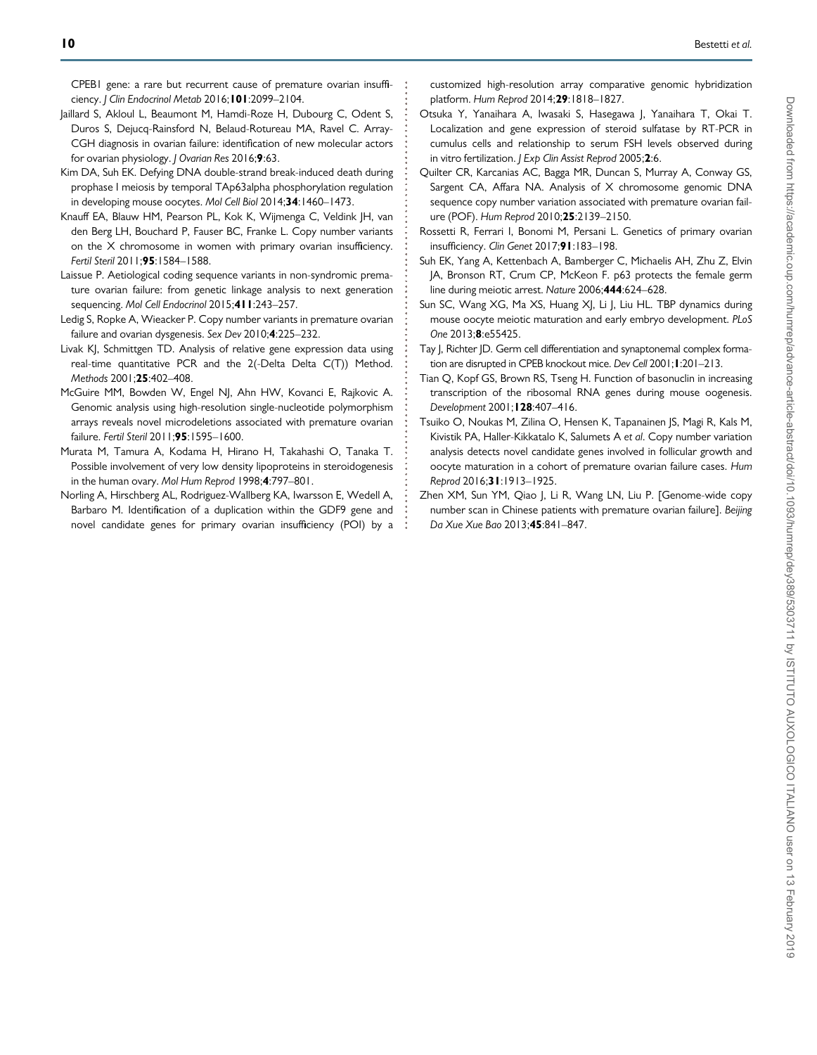CPEB1 gene: a rare but recurrent cause of premature ovarian insufficiency. *J Clin Endocrinol Metab* 2016;**101**:2099–2104.

Jaillard S, Akloul L, Beaumont M, Hamdi-Roze H, Dubourg C, Odent S, Duros S, Dejucq-Rainsford N, Belaud-Rotureau MA, Ravel C. Array-CGH diagnosis in ovarian failure: identification of new molecular actors for ovarian physiology. *J Ovarian Res* 2016;**9**:63.

Kim DA, Suh EK. Defying DNA double-strand break-induced death during prophase I meiosis by temporal TAp63alpha phosphorylation regulation in developing mouse oocytes. *Mol Cell Biol* 2014;**34**:1460–1473.

Knauff EA, Blauw HM, Pearson PL, Kok K, Wijmenga C, Veldink JH, van den Berg LH, Bouchard P, Fauser BC, Franke L. Copy number variants on the X chromosome in women with primary ovarian insufficiency. *Fertil Steril* 2011;**95**:1584–1588.

Laissue P. Aetiological coding sequence variants in non-syndromic premature ovarian failure: from genetic linkage analysis to next generation sequencing. *Mol Cell Endocrinol* 2015;**411**:243–257.

Ledig S, Ropke A, Wieacker P. Copy number variants in premature ovarian failure and ovarian dysgenesis. *Sex Dev* 2010;**4**:225–232.

Livak KJ, Schmittgen TD. Analysis of relative gene expression data using real-time quantitative PCR and the 2(-Delta Delta C(T)) Method. *Methods* 2001;**25**:402–408.

McGuire MM, Bowden W, Engel NJ, Ahn HW, Kovanci E, Rajkovic A. Genomic analysis using high-resolution single-nucleotide polymorphism arrays reveals novel microdeletions associated with premature ovarian failure. *Fertil Steril* 2011;**95**:1595–1600.

Murata M, Tamura A, Kodama H, Hirano H, Takahashi O, Tanaka T. Possible involvement of very low density lipoproteins in steroidogenesis in the human ovary. *Mol Hum Reprod* 1998;**4**:797–801.

Norling A, Hirschberg AL, Rodriguez-Wallberg KA, Iwarsson E, Wedell A, Barbaro M. Identification of a duplication within the GDF9 gene and novel candidate genes for primary ovarian insufficiency (POI) by a customized high-resolution array comparative genomic hybridization platform. *Hum Reprod* 2014;**29**:1818–1827.

Otsuka Y, Yanaihara A, Iwasaki S, Hasegawa J, Yanaihara T, Okai T. Localization and gene expression of steroid sulfatase by RT-PCR in cumulus cells and relationship to serum FSH levels observed during in vitro fertilization. *J Exp Clin Assist Reprod* 2005;**2**:6.

Quilter CR, Karcanias AC, Bagga MR, Duncan S, Murray A, Conway GS, Sargent CA, Affara NA. Analysis of X chromosome genomic DNA sequence copy number variation associated with premature ovarian failure (POF). *Hum Reprod* 2010;**25**:2139–2150.

Rossetti R, Ferrari I, Bonomi M, Persani L. Genetics of primary ovarian insufficiency. *Clin Genet* 2017;**91**:183–198.

Suh EK, Yang A, Kettenbach A, Bamberger C, Michaelis AH, Zhu Z, Elvin JA, Bronson RT, Crum CP, McKeon F. p63 protects the female germ line during meiotic arrest. *Nature* 2006;**444**:624–628.

Sun SC, Wang XG, Ma XS, Huang XJ, Li J, Liu HL. TBP dynamics during mouse oocyte meiotic maturation and early embryo development. *PLoS One* 2013;**8**:e55425.

Tay J, Richter JD. Germ cell differentiation and synaptonemal complex formation are disrupted in CPEB knockout mice. *Dev Cell* 2001;**1**:201–213.

Tian Q, Kopf GS, Brown RS, Tseng H. Function of basonuclin in increasing transcription of the ribosomal RNA genes during mouse oogenesis. *Development* 2001;**128**:407–416.

Tsuiko O, Noukas M, Zilina O, Hensen K, Tapanainen JS, Magi R, Kals M, Kivistik PA, Haller-Kikkatalo K, Salumets A *et al*. Copy number variation analysis detects novel candidate genes involved in follicular growth and oocyte maturation in a cohort of premature ovarian failure cases. *Hum Reprod* 2016;**31**:1913–1925.

Zhen XM, Sun YM, Qiao J, Li R, Wang LN, Liu P. [Genome-wide copy number scan in Chinese patients with premature ovarian failure]. *Beijing Da Xue Xue Bao* 2013;**45**:841–847.